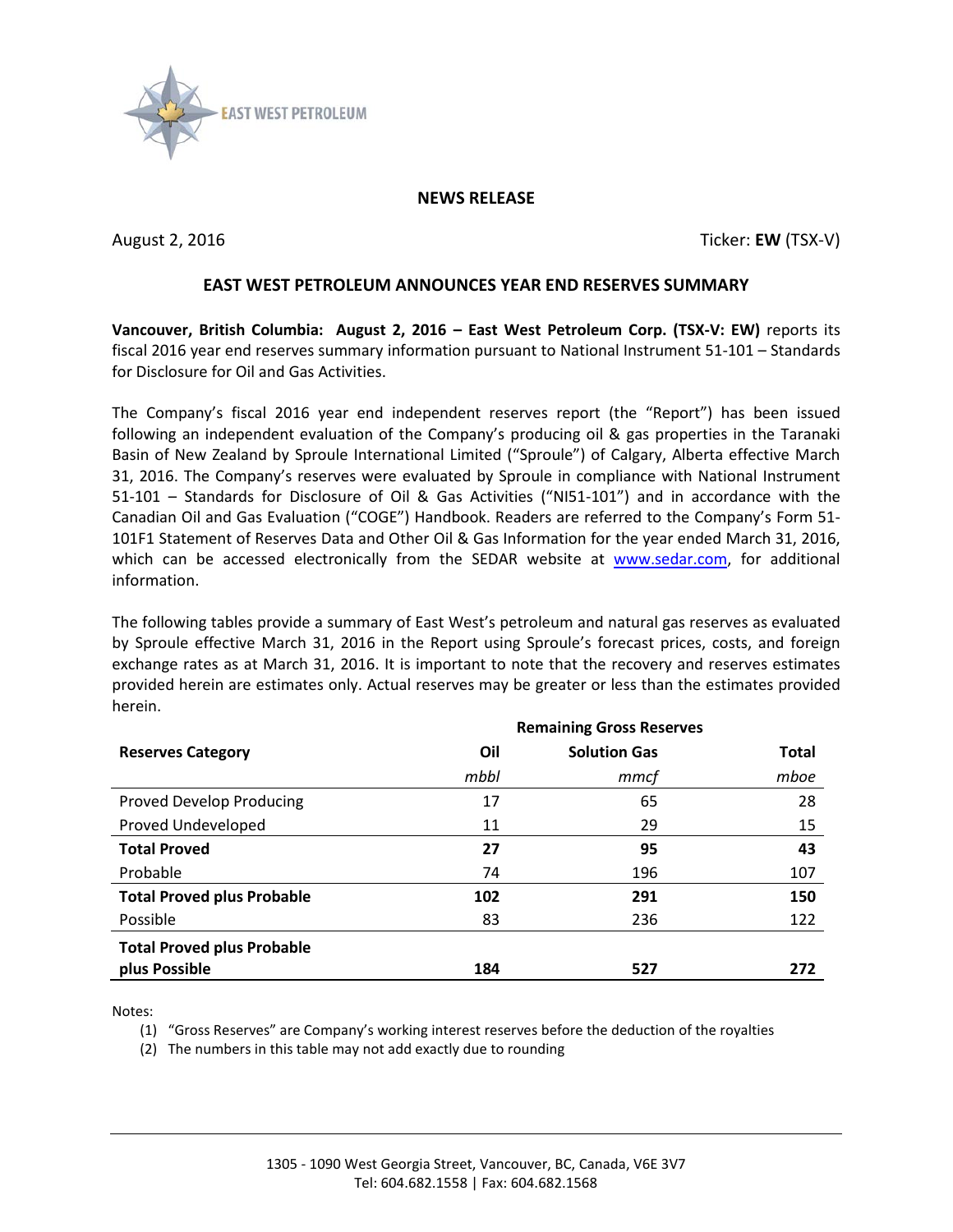EAST WEST PETROLEUM

**NEWS RELEASE**

August 2, 2016 Ticker: **EW** (TSX-V)

## EAST WEST PETROLEUM ANNOUNCES YEAR END RESERVES SUMMARY

**Vancouver, British Columbia: August 2, 2016 – East West Petroleum Corp. (TSX-V: EW)** reports its fiscal 2016 year end reserves summary information pursuant to National Instrument 51-101 – Standards for Disclosure for Oil and Gas Activities.

The Company's fiscal 2016 year end independent reserves report (the "Report") has been issued following an independent evaluation of the Company's producing oil & gas properties in the Taranaki Basin of New Zealand by Sproule International Limited ("Sproule") of Calgary, Alberta effective March 31, 2016. The Company's reserves were evaluated by Sproule in compliance with National Instrument 51-101 – Standards for Disclosure of Oil & Gas Activities ("NI51-101") and in accordance with the Canadian Oil and Gas Evaluation ("COGE") Handbook. Readers are referred to the Company's Form 51-101F1 Statement of Reserves Data and Other Oil & Gas Information for the year ended March 31, 2016, which can be accessed electronically from the SEDAR website at www.sedar.com, for additional information.

The following tables provide a summary of East West's petroleum and natural gas reserves as evaluated by Sproule effective March 31, 2016 in the Report using Sproule's forecast prices, costs, and foreign exchange rates as at March 31, 2016. It is important to note that the recovery and reserves estimates provided herein are estimates only. Actual reserves may be greater or less than the estimates provided herein.

| | Remaining Gross Reserves | | |
|---|---|---|---|
| **Reserves Category** | **Oil** | **Solution Gas** | **Total** |
| | *mbbl* | *mmcf* | *mboe* |
| Proved Develop Producing | 17 | 65 | 28 |
| Proved Undeveloped | 11 | 29 | 15 |
| **Total Proved** | **27** | **95** | **43** |
| Probable | 74 | 196 | 107 |
| **Total Proved plus Probable** | **102** | **291** | **150** |
| Possible | 83 | 236 | 122 |
| **Total Proved plus Probable plus Possible** | **184** | **527** | **272** |

Notes:

(1) "Gross Reserves" are Company's working interest reserves before the deduction of the royalties

(2) The numbers in this table may not add exactly due to rounding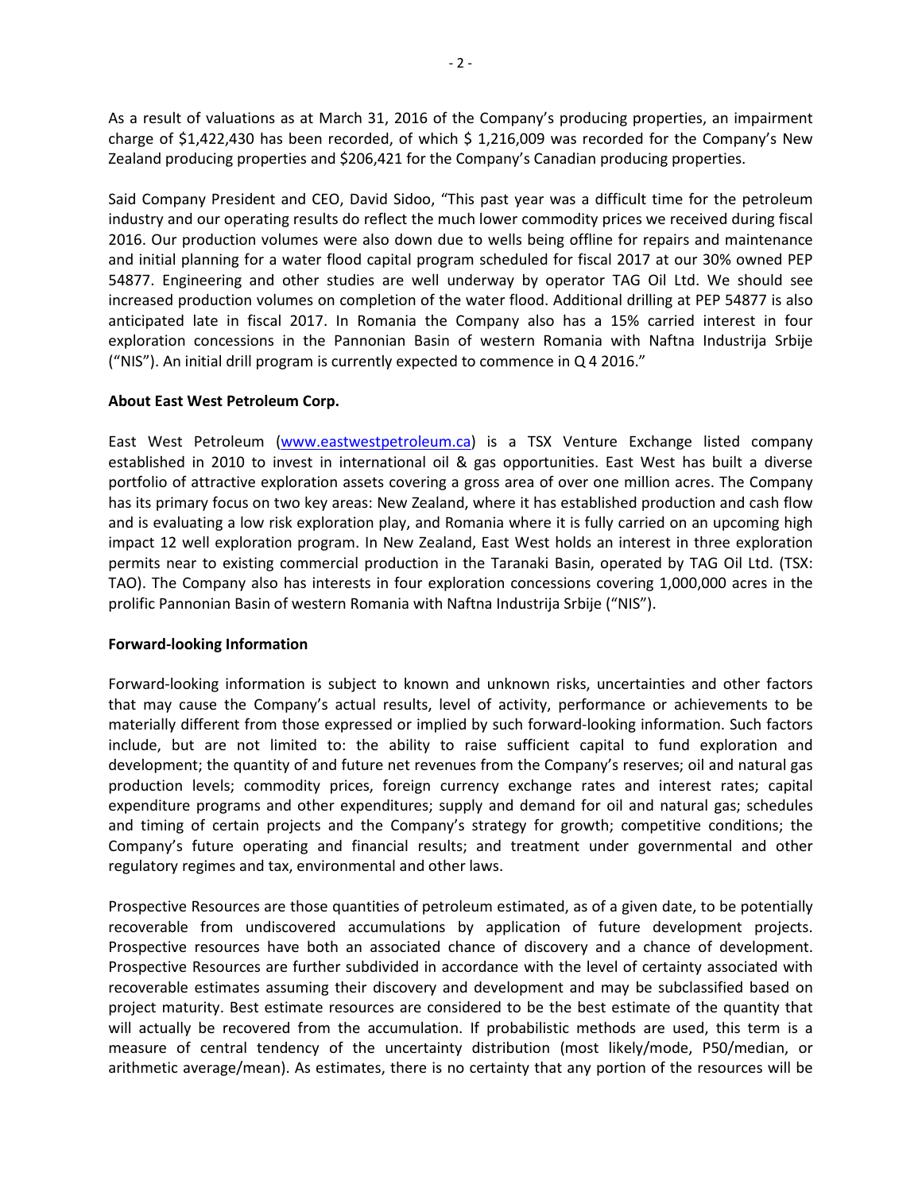As a result of valuations as at March 31, 2016 of the Company's producing properties, an impairment charge of $1,422,430 has been recorded, of which $ 1,216,009 was recorded for the Company's New Zealand producing properties and $206,421 for the Company's Canadian producing properties.

Said Company President and CEO, David Sidoo, "This past year was a difficult time for the petroleum industry and our operating results do reflect the much lower commodity prices we received during fiscal 2016. Our production volumes were also down due to wells being offline for repairs and maintenance and initial planning for a water flood capital program scheduled for fiscal 2017 at our 30% owned PEP 54877. Engineering and other studies are well underway by operator TAG Oil Ltd. We should see increased production volumes on completion of the water flood. Additional drilling at PEP 54877 is also anticipated late in fiscal 2017. In Romania the Company also has a 15% carried interest in four exploration concessions in the Pannonian Basin of western Romania with Naftna Industrija Srbije ("NIS"). An initial drill program is currently expected to commence in Q 4 2016."

**About East West Petroleum Corp.**

East West Petroleum (www.eastwestpetroleum.ca) is a TSX Venture Exchange listed company established in 2010 to invest in international oil & gas opportunities. East West has built a diverse portfolio of attractive exploration assets covering a gross area of over one million acres. The Company has its primary focus on two key areas: New Zealand, where it has established production and cash flow and is evaluating a low risk exploration play, and Romania where it is fully carried on an upcoming high impact 12 well exploration program. In New Zealand, East West holds an interest in three exploration permits near to existing commercial production in the Taranaki Basin, operated by TAG Oil Ltd. (TSX: TAO). The Company also has interests in four exploration concessions covering 1,000,000 acres in the prolific Pannonian Basin of western Romania with Naftna Industrija Srbije ("NIS").

**Forward-looking Information**

Forward-looking information is subject to known and unknown risks, uncertainties and other factors that may cause the Company's actual results, level of activity, performance or achievements to be materially different from those expressed or implied by such forward-looking information. Such factors include, but are not limited to: the ability to raise sufficient capital to fund exploration and development; the quantity of and future net revenues from the Company's reserves; oil and natural gas production levels; commodity prices, foreign currency exchange rates and interest rates; capital expenditure programs and other expenditures; supply and demand for oil and natural gas; schedules and timing of certain projects and the Company's strategy for growth; competitive conditions; the Company's future operating and financial results; and treatment under governmental and other regulatory regimes and tax, environmental and other laws.

Prospective Resources are those quantities of petroleum estimated, as of a given date, to be potentially recoverable from undiscovered accumulations by application of future development projects. Prospective resources have both an associated chance of discovery and a chance of development. Prospective Resources are further subdivided in accordance with the level of certainty associated with recoverable estimates assuming their discovery and development and may be subclassified based on project maturity. Best estimate resources are considered to be the best estimate of the quantity that will actually be recovered from the accumulation. If probabilistic methods are used, this term is a measure of central tendency of the uncertainty distribution (most likely/mode, P50/median, or arithmetic average/mean). As estimates, there is no certainty that any portion of the resources will be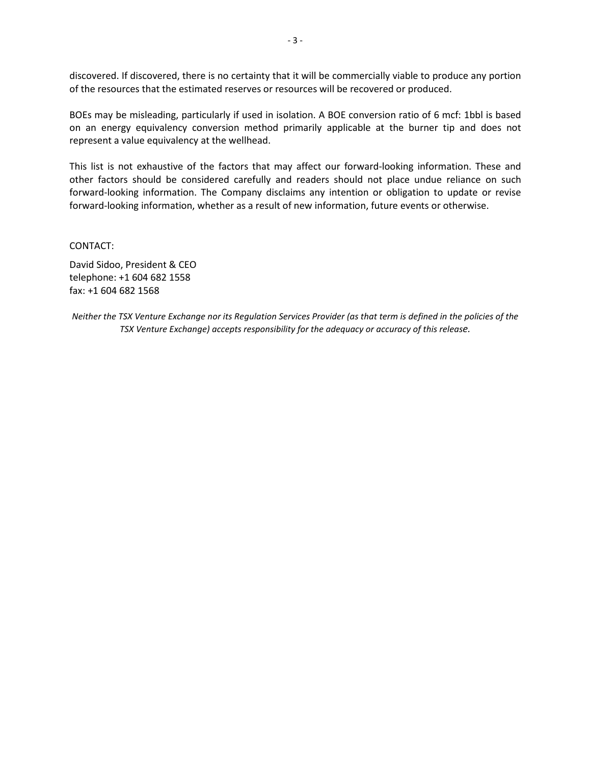discovered. If discovered, there is no certainty that it will be commercially viable to produce any portion of the resources that the estimated reserves or resources will be recovered or produced.

BOEs may be misleading, particularly if used in isolation. A BOE conversion ratio of 6 mcf: 1bbl is based on an energy equivalency conversion method primarily applicable at the burner tip and does not represent a value equivalency at the wellhead.

This list is not exhaustive of the factors that may affect our forward-looking information. These and other factors should be considered carefully and readers should not place undue reliance on such forward-looking information. The Company disclaims any intention or obligation to update or revise forward-looking information, whether as a result of new information, future events or otherwise.

CONTACT:

David Sidoo, President & CEO
telephone: +1 604 682 1558
fax: +1 604 682 1568

*Neither the TSX Venture Exchange nor its Regulation Services Provider (as that term is defined in the policies of the TSX Venture Exchange) accepts responsibility for the adequacy or accuracy of this release.*